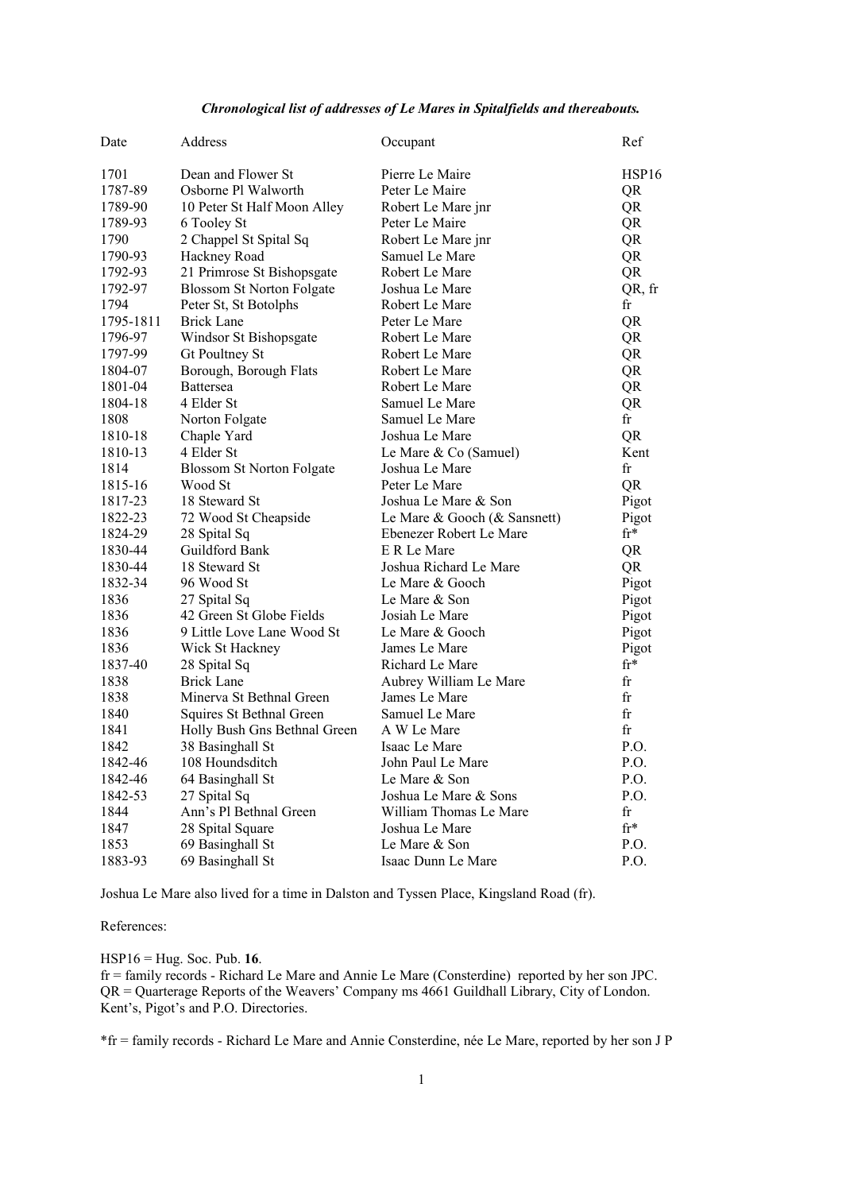***Chronological list of addresses of Le Mares in Spitalfields and thereabouts.***

| Date | Address | Occupant | Ref |
|---|---|---|---|
| 1701 | Dean and Flower St | Pierre Le Maire | HSP16 |
| 1787-89 | Osborne Pl Walworth | Peter Le Maire | QR |
| 1789-90 | 10 Peter St Half Moon Alley | Robert Le Mare jnr | QR |
| 1789-93 | 6 Tooley St | Peter Le Maire | QR |
| 1790 | 2 Chappel St Spital Sq | Robert Le Mare jnr | QR |
| 1790-93 | Hackney Road | Samuel Le Mare | QR |
| 1792-93 | 21 Primrose St Bishopsgate | Robert Le Mare | QR |
| 1792-97 | Blossom St Norton Folgate | Joshua Le Mare | QR, fr |
| 1794 | Peter St, St Botolphs | Robert Le Mare | fr |
| 1795-1811 | Brick Lane | Peter Le Mare | QR |
| 1796-97 | Windsor St Bishopsgate | Robert Le Mare | QR |
| 1797-99 | Gt Poultney St | Robert Le Mare | QR |
| 1804-07 | Borough, Borough Flats | Robert Le Mare | QR |
| 1801-04 | Battersea | Robert Le Mare | QR |
| 1804-18 | 4 Elder St | Samuel Le Mare | QR |
| 1808 | Norton Folgate | Samuel Le Mare | fr |
| 1810-18 | Chaple Yard | Joshua Le Mare | QR |
| 1810-13 | 4 Elder St | Le Mare & Co (Samuel) | Kent |
| 1814 | Blossom St Norton Folgate | Joshua Le Mare | fr |
| 1815-16 | Wood St | Peter Le Mare | QR |
| 1817-23 | 18 Steward St | Joshua Le Mare & Son | Pigot |
| 1822-23 | 72 Wood St Cheapside | Le Mare & Gooch (& Sansnett) | Pigot |
| 1824-29 | 28 Spital Sq | Ebenezer Robert Le Mare | fr* |
| 1830-44 | Guildford Bank | E R Le Mare | QR |
| 1830-44 | 18 Steward St | Joshua Richard Le Mare | QR |
| 1832-34 | 96 Wood St | Le Mare & Gooch | Pigot |
| 1836 | 27 Spital Sq | Le Mare & Son | Pigot |
| 1836 | 42 Green St Globe Fields | Josiah Le Mare | Pigot |
| 1836 | 9 Little Love Lane Wood St | Le Mare & Gooch | Pigot |
| 1836 | Wick St Hackney | James Le Mare | Pigot |
| 1837-40 | 28 Spital Sq | Richard Le Mare | fr* |
| 1838 | Brick Lane | Aubrey William Le Mare | fr |
| 1838 | Minerva St Bethnal Green | James Le Mare | fr |
| 1840 | Squires St Bethnal Green | Samuel Le Mare | fr |
| 1841 | Holly Bush Gns Bethnal Green | A W Le Mare | fr |
| 1842 | 38 Basinghall St | Isaac Le Mare | P.O. |
| 1842-46 | 108 Houndsditch | John Paul Le Mare | P.O. |
| 1842-46 | 64 Basinghall St | Le Mare & Son | P.O. |
| 1842-53 | 27 Spital Sq | Joshua Le Mare & Sons | P.O. |
| 1844 | Ann's Pl Bethnal Green | William Thomas Le Mare | fr |
| 1847 | 28 Spital Square | Joshua Le Mare | fr* |
| 1853 | 69 Basinghall St | Le Mare & Son | P.O. |
| 1883-93 | 69 Basinghall St | Isaac Dunn Le Mare | P.O. |

Joshua Le Mare also lived for a time in Dalston and Tyssen Place, Kingsland Road (fr).

References:

HSP16 = Hug. Soc. Pub. **16**.
fr = family records - Richard Le Mare and Annie Le Mare (Consterdine) reported by her son JPC.
QR = Quarterage Reports of the Weavers' Company ms 4661 Guildhall Library, City of London.
Kent's, Pigot's and P.O. Directories.

*fr = family records - Richard Le Mare and Annie Consterdine, née Le Mare, reported by her son J P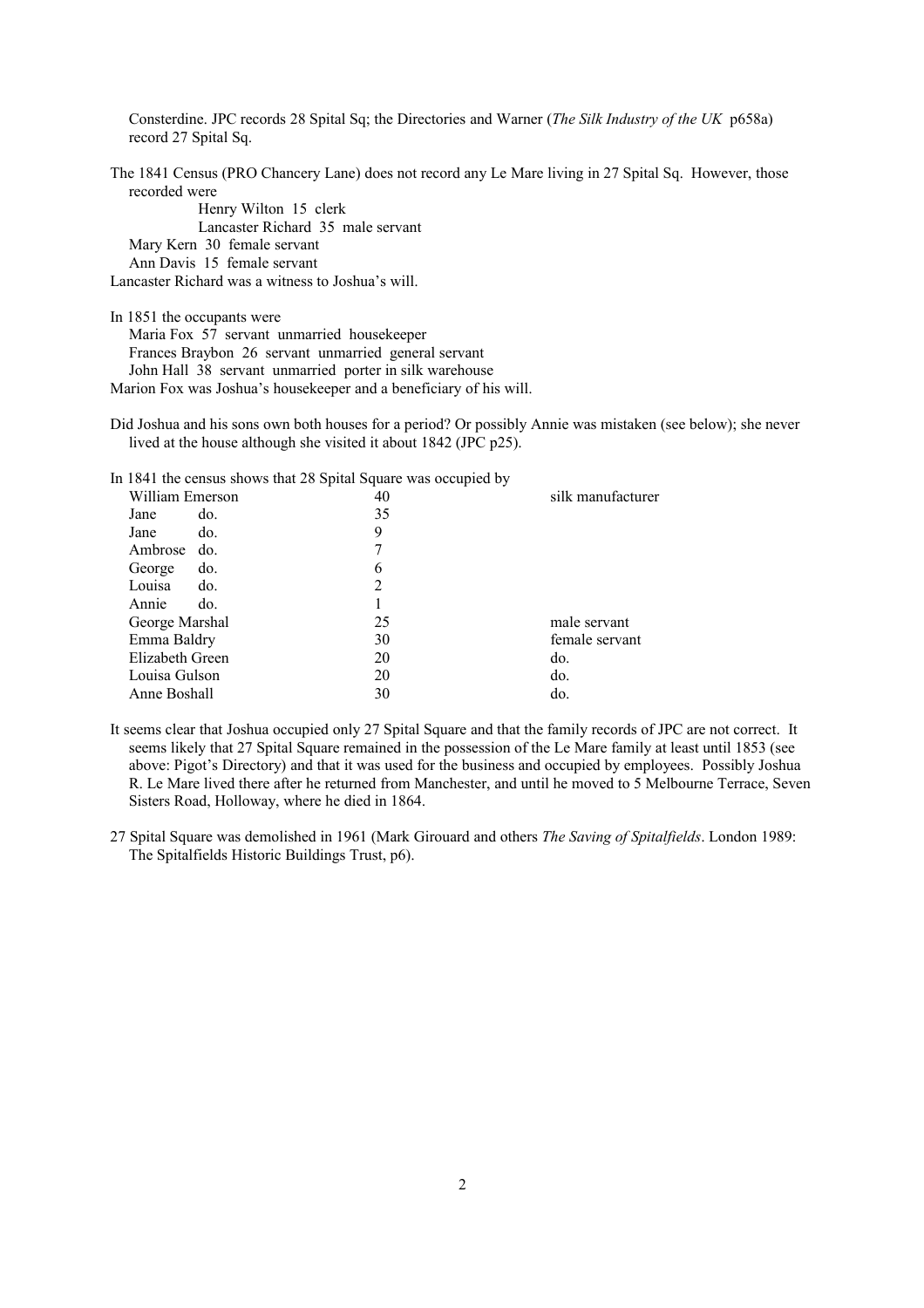Consterdine. JPC records 28 Spital Sq; the Directories and Warner (*The Silk Industry of the UK* p658a) record 27 Spital Sq.

The 1841 Census (PRO Chancery Lane) does not record any Le Mare living in 27 Spital Sq. However, those recorded were

Henry Wilton 15 clerk
Lancaster Richard 35 male servant
Mary Kern 30 female servant
Ann Davis 15 female servant

Lancaster Richard was a witness to Joshua's will.

In 1851 the occupants were

Maria Fox 57 servant unmarried housekeeper
Frances Braybon 26 servant unmarried general servant
John Hall 38 servant unmarried porter in silk warehouse

Marion Fox was Joshua's housekeeper and a beneficiary of his will.

Did Joshua and his sons own both houses for a period? Or possibly Annie was mistaken (see below); she never lived at the house although she visited it about 1842 (JPC p25).

In 1841 the census shows that 28 Spital Square was occupied by

| | | |
|---|---|---|
| William Emerson | 40 | silk manufacturer |
| Jane do. | 35 | |
| Jane do. | 9 | |
| Ambrose do. | 7 | |
| George do. | 6 | |
| Louisa do. | 2 | |
| Annie do. | 1 | |
| George Marshal | 25 | male servant |
| Emma Baldry | 30 | female servant |
| Elizabeth Green | 20 | do. |
| Louisa Gulson | 20 | do. |
| Anne Boshall | 30 | do. |

It seems clear that Joshua occupied only 27 Spital Square and that the family records of JPC are not correct. It seems likely that 27 Spital Square remained in the possession of the Le Mare family at least until 1853 (see above: Pigot's Directory) and that it was used for the business and occupied by employees. Possibly Joshua R. Le Mare lived there after he returned from Manchester, and until he moved to 5 Melbourne Terrace, Seven Sisters Road, Holloway, where he died in 1864.

27 Spital Square was demolished in 1961 (Mark Girouard and others *The Saving of Spitalfields*. London 1989: The Spitalfields Historic Buildings Trust, p6).